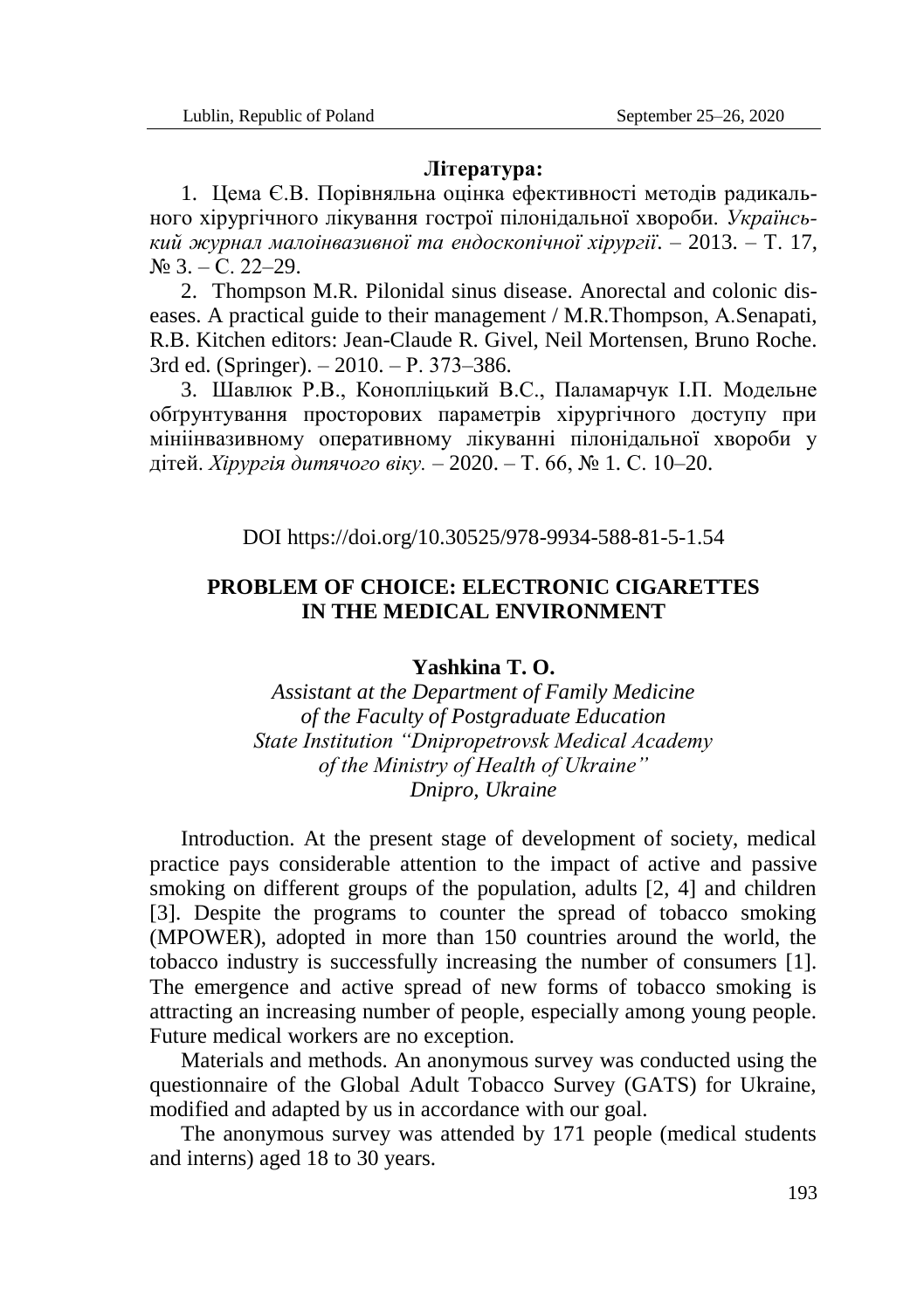**Література:**

1. Цема Є.В. Порівняльна оцінка ефективності методів радикального хірургічного лікування гострої пілонідальної хвороби. *Український журнал малоінвазивної та ендоскопічної хірургії*. – 2013. – Т. 17, № 3. – С. 22–29.
2. Thompson M.R. Pilonidal sinus disease. Anorectal and colonic diseases. A practical guide to their management / M.R.Thompson, A.Senapati, R.B. Kitchen editors: Jean-Claude R. Givel, Neil Mortensen, Bruno Roche. 3rd ed. (Springer). – 2010. – P. 373–386.
3. Шавлюк Р.В., Конопліцький В.С., Паламарчук І.П. Модельне обґрунтування просторових параметрів хірургічного доступу при мініінвазивному оперативному лікуванні пілонідальної хвороби у дітей. *Хірургія дитячого віку.* – 2020. – Т. 66, № 1. С. 10–20.

DOI https://doi.org/10.30525/978-9934-588-81-5-1.54

## PROBLEM OF CHOICE: ELECTRONIC CIGARETTES IN THE MEDICAL ENVIRONMENT

**Yashkina T. O.**

*Assistant at the Department of Family Medicine of the Faculty of Postgraduate Education State Institution "Dnipropetrovsk Medical Academy of the Ministry of Health of Ukraine" Dnipro, Ukraine*

Introduction. At the present stage of development of society, medical practice pays considerable attention to the impact of active and passive smoking on different groups of the population, adults [2, 4] and children [3]. Despite the programs to counter the spread of tobacco smoking (MPOWER), adopted in more than 150 countries around the world, the tobacco industry is successfully increasing the number of consumers [1]. The emergence and active spread of new forms of tobacco smoking is attracting an increasing number of people, especially among young people. Future medical workers are no exception.

Materials and methods. An anonymous survey was conducted using the questionnaire of the Global Adult Tobacco Survey (GATS) for Ukraine, modified and adapted by us in accordance with our goal.

The anonymous survey was attended by 171 people (medical students and interns) aged 18 to 30 years.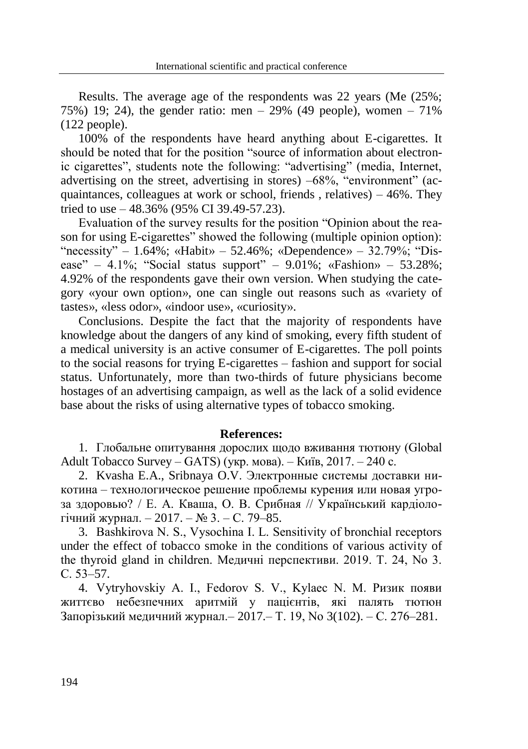Results. The average age of the respondents was 22 years (Me (25%; 75%) 19; 24), the gender ratio: men – 29% (49 people), women – 71% (122 people).

100% of the respondents have heard anything about E-cigarettes. It should be noted that for the position "source of information about electronic cigarettes", students note the following: "advertising" (media, Internet, advertising on the street, advertising in stores) –68%, "environment" (acquaintances, colleagues at work or school, friends , relatives) – 46%. They tried to use – 48.36% (95% CI 39.49-57.23).

Evaluation of the survey results for the position "Opinion about the reason for using E-cigarettes" showed the following (multiple opinion option): "necessity" – 1.64%; «Habit» – 52.46%; «Dependence» – 32.79%; "Disease" – 4.1%; "Social status support" – 9.01%; «Fashion» – 53.28%; 4.92% of the respondents gave their own version. When studying the category «your own option», one can single out reasons such as «variety of tastes», «less odor», «indoor use», «curiosity».

Conclusions. Despite the fact that the majority of respondents have knowledge about the dangers of any kind of smoking, every fifth student of a medical university is an active consumer of E-cigarettes. The poll points to the social reasons for trying E-cigarettes – fashion and support for social status. Unfortunately, more than two-thirds of future physicians become hostages of an advertising campaign, as well as the lack of a solid evidence base about the risks of using alternative types of tobacco smoking.

**References:**

1. Глобальне опитування дорослих щодо вживання тютюну (Global Adult Tobacco Survey – GATS) (укр. мова). – Київ, 2017. – 240 с.
2. Kvasha E.A., Sribnaya O.V. Электронные системы доставки никотина – технологическое решение проблемы курения или новая угроза здоровью? / Е. А. Кваша, О. В. Срибная // Український кардіологічний журнал. – 2017. – № 3. – С. 79–85.
3. Bashkirova N. S., Vysochina I. L. Sensitivity of bronchial receptors under the effect of tobacco smoke in the conditions of various activity of the thyroid gland in children. Медичні перспективи. 2019. Т. 24, No 3. С. 53–57.
4. Vytryhovskiy A. I., Fedorov S. V., Kylaec N. M. Ризик появи життєво небезпечних аритмій у пацієнтів, які палять тютюн Запорізький медичний журнал.– 2017.– Т. 19, No 3(102). – С. 276–281.